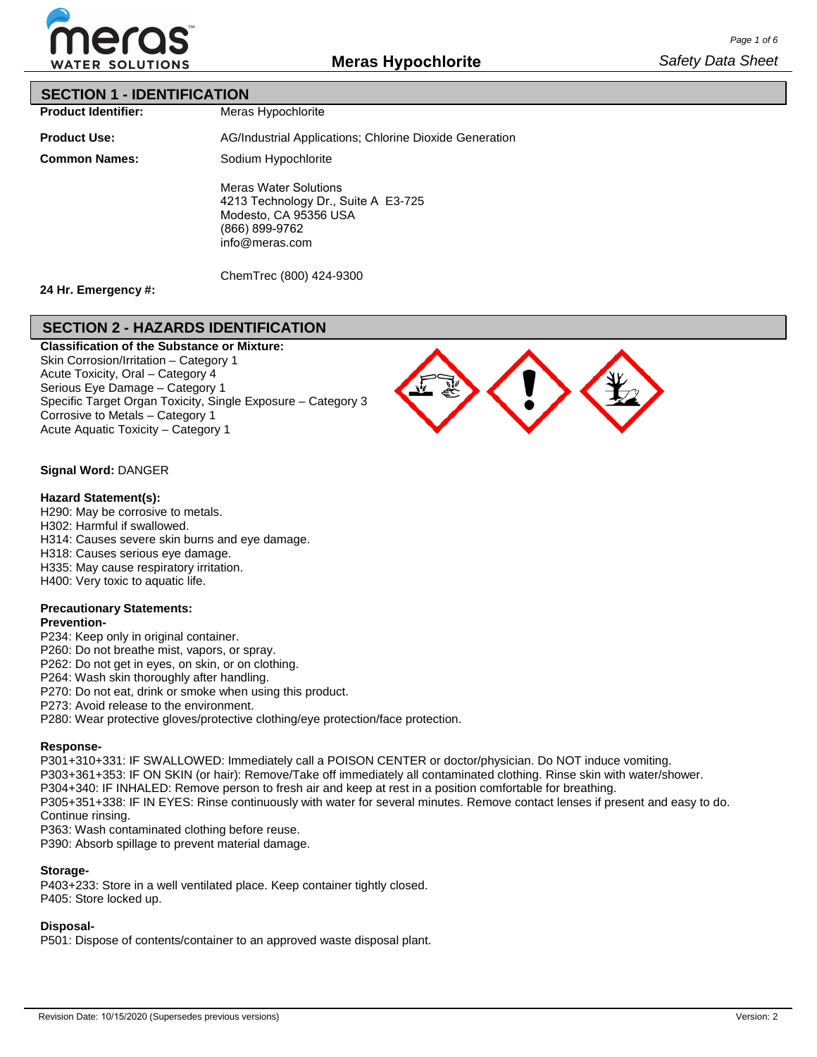# Meras Hypochlorite

## SECTION 1 - IDENTIFICATION

**Product Identifier:** Meras Hypochlorite

**Product Use:** AG/Industrial Applications; Chlorine Dioxide Generation

**Common Names:** Sodium Hypochlorite

Meras Water Solutions
4213 Technology Dr., Suite A E3-725
Modesto, CA 95356 USA
(866) 899-9762
info@meras.com

**24 Hr. Emergency #:** ChemTrec (800) 424-9300

## SECTION 2 - HAZARDS IDENTIFICATION

**Classification of the Substance or Mixture:**
Skin Corrosion/Irritation – Category 1
Acute Toxicity, Oral – Category 4
Serious Eye Damage – Category 1
Specific Target Organ Toxicity, Single Exposure – Category 3
Corrosive to Metals – Category 1
Acute Aquatic Toxicity – Category 1

**Signal Word:** DANGER

**Hazard Statement(s):**
H290: May be corrosive to metals.
H302: Harmful if swallowed.
H314: Causes severe skin burns and eye damage.
H318: Causes serious eye damage.
H335: May cause respiratory irritation.
H400: Very toxic to aquatic life.

**Precautionary Statements:**

**Prevention-**
P234: Keep only in original container.
P260: Do not breathe mist, vapors, or spray.
P262: Do not get in eyes, on skin, or on clothing.
P264: Wash skin thoroughly after handling.
P270: Do not eat, drink or smoke when using this product.
P273: Avoid release to the environment.
P280: Wear protective gloves/protective clothing/eye protection/face protection.

**Response-**
P301+310+331: IF SWALLOWED: Immediately call a POISON CENTER or doctor/physician. Do NOT induce vomiting.
P303+361+353: IF ON SKIN (or hair): Remove/Take off immediately all contaminated clothing. Rinse skin with water/shower.
P304+340: IF INHALED: Remove person to fresh air and keep at rest in a position comfortable for breathing.
P305+351+338: IF IN EYES: Rinse continuously with water for several minutes. Remove contact lenses if present and easy to do. Continue rinsing.
P363: Wash contaminated clothing before reuse.
P390: Absorb spillage to prevent material damage.

**Storage-**
P403+233: Store in a well ventilated place. Keep container tightly closed.
P405: Store locked up.

**Disposal-**
P501: Dispose of contents/container to an approved waste disposal plant.

Revision Date: 10/15/2020 (Supersedes previous versions) Version: 2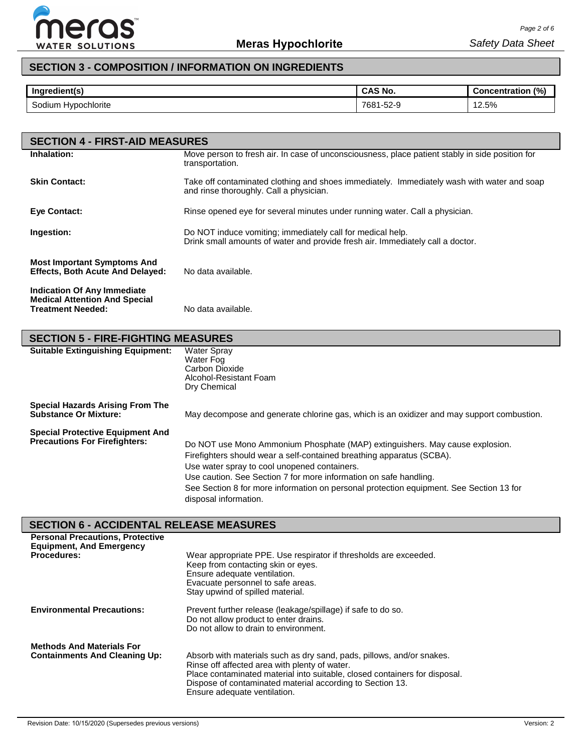## SECTION 3 - COMPOSITION / INFORMATION ON INGREDIENTS

| Ingredient(s) | CAS No. | Concentration (%) |
|---|---|---|
| Sodium Hypochlorite | 7681-52-9 | 12.5% |

## SECTION 4 - FIRST-AID MEASURES

**Inhalation:** Move person to fresh air. In case of unconsciousness, place patient stably in side position for transportation.

**Skin Contact:** Take off contaminated clothing and shoes immediately. Immediately wash with water and soap and rinse thoroughly. Call a physician.

**Eye Contact:** Rinse opened eye for several minutes under running water. Call a physician.

**Ingestion:** Do NOT induce vomiting; immediately call for medical help.
Drink small amounts of water and provide fresh air. Immediately call a doctor.

**Most Important Symptoms And Effects, Both Acute And Delayed:** No data available.

**Indication Of Any Immediate Medical Attention And Special Treatment Needed:** No data available.

## SECTION 5 - FIRE-FIGHTING MEASURES

**Suitable Extinguishing Equipment:**
Water Spray
Water Fog
Carbon Dioxide
Alcohol-Resistant Foam
Dry Chemical

**Special Hazards Arising From The Substance Or Mixture:** May decompose and generate chlorine gas, which is an oxidizer and may support combustion.

**Special Protective Equipment And Precautions For Firefighters:**
Do NOT use Mono Ammonium Phosphate (MAP) extinguishers. May cause explosion.
Firefighters should wear a self-contained breathing apparatus (SCBA).
Use water spray to cool unopened containers.
Use caution. See Section 7 for more information on safe handling.
See Section 8 for more information on personal protection equipment. See Section 13 for disposal information.

## SECTION 6 - ACCIDENTAL RELEASE MEASURES

**Personal Precautions, Protective Equipment, And Emergency Procedures:**
Wear appropriate PPE. Use respirator if thresholds are exceeded.
Keep from contacting skin or eyes.
Ensure adequate ventilation.
Evacuate personnel to safe areas.
Stay upwind of spilled material.

**Environmental Precautions:**
Prevent further release (leakage/spillage) if safe to do so.
Do not allow product to enter drains.
Do not allow to drain to environment.

**Methods And Materials For Containments And Cleaning Up:**
Absorb with materials such as dry sand, pads, pillows, and/or snakes.
Rinse off affected area with plenty of water.
Place contaminated material into suitable, closed containers for disposal.
Dispose of contaminated material according to Section 13.
Ensure adequate ventilation.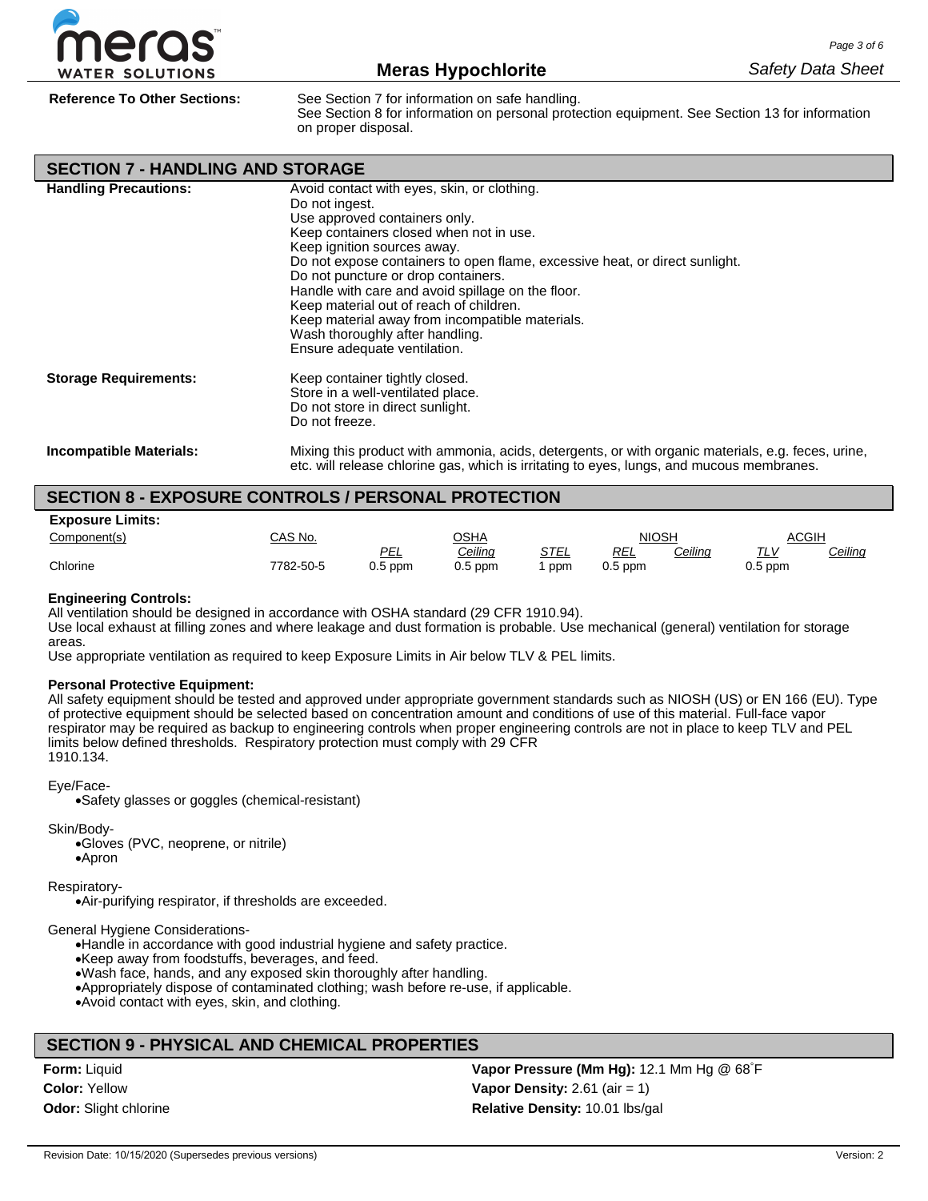**Reference To Other Sections:** See Section 7 for information on safe handling.
See Section 8 for information on personal protection equipment. See Section 13 for information on proper disposal.

## SECTION 7 - HANDLING AND STORAGE

**Handling Precautions:**

Avoid contact with eyes, skin, or clothing.
Do not ingest.
Use approved containers only.
Keep containers closed when not in use.
Keep ignition sources away.
Do not expose containers to open flame, excessive heat, or direct sunlight.
Do not puncture or drop containers.
Handle with care and avoid spillage on the floor.
Keep material out of reach of children.
Keep material away from incompatible materials.
Wash thoroughly after handling.
Ensure adequate ventilation.

**Storage Requirements:**

Keep container tightly closed.
Store in a well-ventilated place.
Do not store in direct sunlight.
Do not freeze.

**Incompatible Materials:**

Mixing this product with ammonia, acids, detergents, or with organic materials, e.g. feces, urine, etc. will release chlorine gas, which is irritating to eyes, lungs, and mucous membranes.

## SECTION 8 - EXPOSURE CONTROLS / PERSONAL PROTECTION

**Exposure Limits:**

| Component(s) | CAS No. | OSHA | | | NIOSH | | ACGIH | |
|---|---|---|---|---|---|---|---|---|
| | | PEL | Ceiling | STEL | REL | Ceiling | TLV | Ceiling |
| Chlorine | 7782-50-5 | 0.5 ppm | 0.5 ppm | 1 ppm | 0.5 ppm | | 0.5 ppm | |

**Engineering Controls:**

All ventilation should be designed in accordance with OSHA standard (29 CFR 1910.94).
Use local exhaust at filling zones and where leakage and dust formation is probable. Use mechanical (general) ventilation for storage areas.
Use appropriate ventilation as required to keep Exposure Limits in Air below TLV & PEL limits.

**Personal Protective Equipment:**

All safety equipment should be tested and approved under appropriate government standards such as NIOSH (US) or EN 166 (EU). Type of protective equipment should be selected based on concentration amount and conditions of use of this material. Full-face vapor respirator may be required as backup to engineering controls when proper engineering controls are not in place to keep TLV and PEL limits below defined thresholds. Respiratory protection must comply with 29 CFR 1910.134.

Eye/Face-

- Safety glasses or goggles (chemical-resistant)

Skin/Body-

- Gloves (PVC, neoprene, or nitrile)
- Apron

Respiratory-

- Air-purifying respirator, if thresholds are exceeded.

General Hygiene Considerations-

- Handle in accordance with good industrial hygiene and safety practice.
- Keep away from foodstuffs, beverages, and feed.
- Wash face, hands, and any exposed skin thoroughly after handling.
- Appropriately dispose of contaminated clothing; wash before re-use, if applicable.
- Avoid contact with eyes, skin, and clothing.

## SECTION 9 - PHYSICAL AND CHEMICAL PROPERTIES

**Form:** Liquid
**Color:** Yellow
**Odor:** Slight chlorine

**Vapor Pressure (Mm Hg):** 12.1 Mm Hg @ 68˚F
**Vapor Density:** 2.61 (air = 1)
**Relative Density:** 10.01 lbs/gal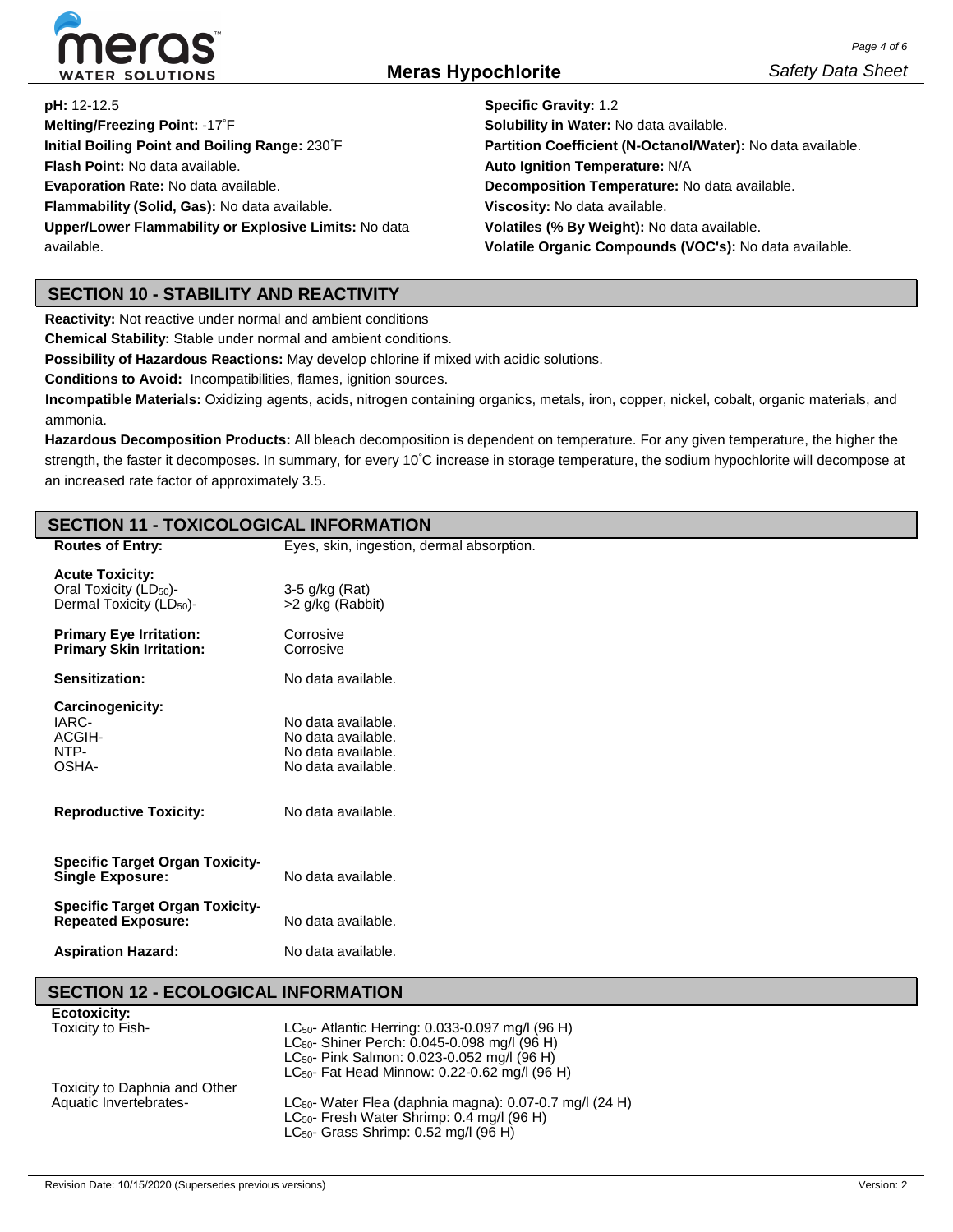**pH:** 12-12.5
**Melting/Freezing Point:** -17˚F
**Initial Boiling Point and Boiling Range:** 230˚F
**Flash Point:** No data available.
**Evaporation Rate:** No data available.
**Flammability (Solid, Gas):** No data available.
**Upper/Lower Flammability or Explosive Limits:** No data available.
**Specific Gravity:** 1.2
**Solubility in Water:** No data available.
**Partition Coefficient (N-Octanol/Water):** No data available.
**Auto Ignition Temperature:** N/A
**Decomposition Temperature:** No data available.
**Viscosity:** No data available.
**Volatiles (% By Weight):** No data available.
**Volatile Organic Compounds (VOC's):** No data available.

## SECTION 10 - STABILITY AND REACTIVITY

**Reactivity:** Not reactive under normal and ambient conditions
**Chemical Stability:** Stable under normal and ambient conditions.
**Possibility of Hazardous Reactions:** May develop chlorine if mixed with acidic solutions.
**Conditions to Avoid:** Incompatibilities, flames, ignition sources.
**Incompatible Materials:** Oxidizing agents, acids, nitrogen containing organics, metals, iron, copper, nickel, cobalt, organic materials, and ammonia.
**Hazardous Decomposition Products:** All bleach decomposition is dependent on temperature. For any given temperature, the higher the strength, the faster it decomposes. In summary, for every 10˚C increase in storage temperature, the sodium hypochlorite will decompose at an increased rate factor of approximately 3.5.

## SECTION 11 - TOXICOLOGICAL INFORMATION

| | |
|---|---|
| **Routes of Entry:** | Eyes, skin, ingestion, dermal absorption. |
| **Acute Toxicity:** | |
| Oral Toxicity ($LD_{50}$)- | 3-5 g/kg (Rat) |
| Dermal Toxicity ($LD_{50}$)- | >2 g/kg (Rabbit) |
| **Primary Eye Irritation:** | Corrosive |
| **Primary Skin Irritation:** | Corrosive |
| **Sensitization:** | No data available. |
| **Carcinogenicity:** | |
| IARC- | No data available. |
| ACGIH- | No data available. |
| NTP- | No data available. |
| OSHA- | No data available. |
| **Reproductive Toxicity:** | No data available. |
| **Specific Target Organ Toxicity- Single Exposure:** | No data available. |
| **Specific Target Organ Toxicity- Repeated Exposure:** | No data available. |
| **Aspiration Hazard:** | No data available. |

## SECTION 12 - ECOLOGICAL INFORMATION

| | |
|---|---|
| **Ecotoxicity:** | |
| Toxicity to Fish- | $LC_{50}$- Atlantic Herring: 0.033-0.097 mg/l (96 H) |
| | $LC_{50}$- Shiner Perch: 0.045-0.098 mg/l (96 H) |
| | $LC_{50}$- Pink Salmon: 0.023-0.052 mg/l (96 H) |
| | $LC_{50}$- Fat Head Minnow: 0.22-0.62 mg/l (96 H) |
| Toxicity to Daphnia and Other Aquatic Invertebrates- | $LC_{50}$- Water Flea (daphnia magna): 0.07-0.7 mg/l (24 H) |
| | $LC_{50}$- Fresh Water Shrimp: 0.4 mg/l (96 H) |
| | $LC_{50}$- Grass Shrimp: 0.52 mg/l (96 H) |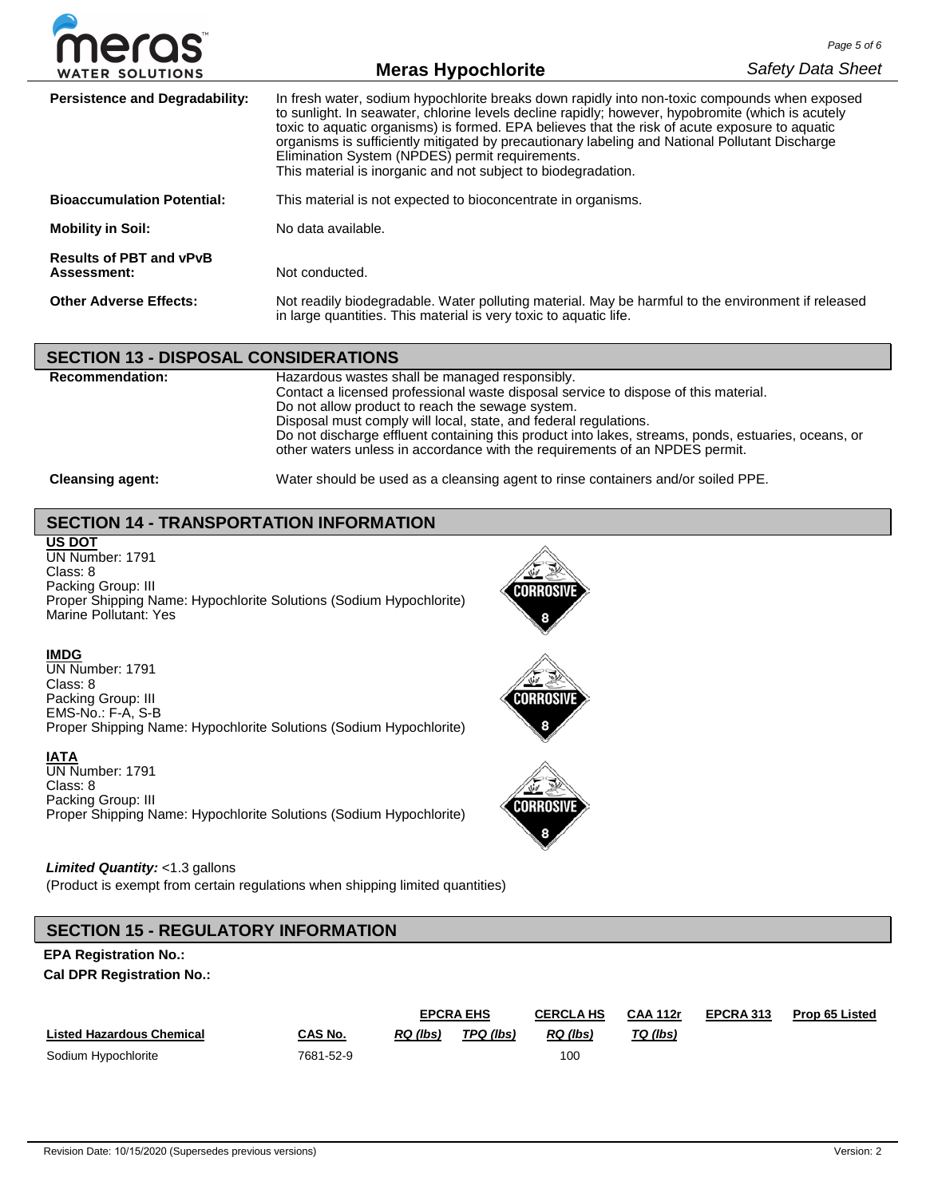**Persistence and Degradability:** In fresh water, sodium hypochlorite breaks down rapidly into non-toxic compounds when exposed to sunlight. In seawater, chlorine levels decline rapidly; however, hypobromite (which is acutely toxic to aquatic organisms) is formed. EPA believes that the risk of acute exposure to aquatic organisms is sufficiently mitigated by precautionary labeling and National Pollutant Discharge Elimination System (NPDES) permit requirements.
This material is inorganic and not subject to biodegradation.

**Bioaccumulation Potential:** This material is not expected to bioconcentrate in organisms.

**Mobility in Soil:** No data available.

**Results of PBT and vPvB Assessment:** Not conducted.

**Other Adverse Effects:** Not readily biodegradable. Water polluting material. May be harmful to the environment if released in large quantities. This material is very toxic to aquatic life.

## SECTION 13 - DISPOSAL CONSIDERATIONS

**Recommendation:** Hazardous wastes shall be managed responsibly.
Contact a licensed professional waste disposal service to dispose of this material.
Do not allow product to reach the sewage system.
Disposal must comply will local, state, and federal regulations.
Do not discharge effluent containing this product into lakes, streams, ponds, estuaries, oceans, or other waters unless in accordance with the requirements of an NPDES permit.

**Cleansing agent:** Water should be used as a cleansing agent to rinse containers and/or soiled PPE.

## SECTION 14 - TRANSPORTATION INFORMATION

**US DOT**
UN Number: 1791
Class: 8
Packing Group: III
Proper Shipping Name: Hypochlorite Solutions (Sodium Hypochlorite)
Marine Pollutant: Yes

**IMDG**
UN Number: 1791
Class: 8
Packing Group: III
EMS-No.: F-A, S-B
Proper Shipping Name: Hypochlorite Solutions (Sodium Hypochlorite)

**IATA**
UN Number: 1791
Class: 8
Packing Group: III
Proper Shipping Name: Hypochlorite Solutions (Sodium Hypochlorite)

***Limited Quantity:*** <1.3 gallons
(Product is exempt from certain regulations when shipping limited quantities)

## SECTION 15 - REGULATORY INFORMATION

**EPA Registration No.:**

**Cal DPR Registration No.:**

| | | EPCRA EHS | | CERCLA HS | CAA 112r | EPCRA 313 | Prop 65 Listed |
|---|---|---|---|---|---|---|---|
| **Listed Hazardous Chemical** | **CAS No.** | *RQ (lbs)* | *TPQ (lbs)* | *RQ (lbs)* | *TQ (lbs)* | | |
| Sodium Hypochlorite | 7681-52-9 | | | 100 | | | |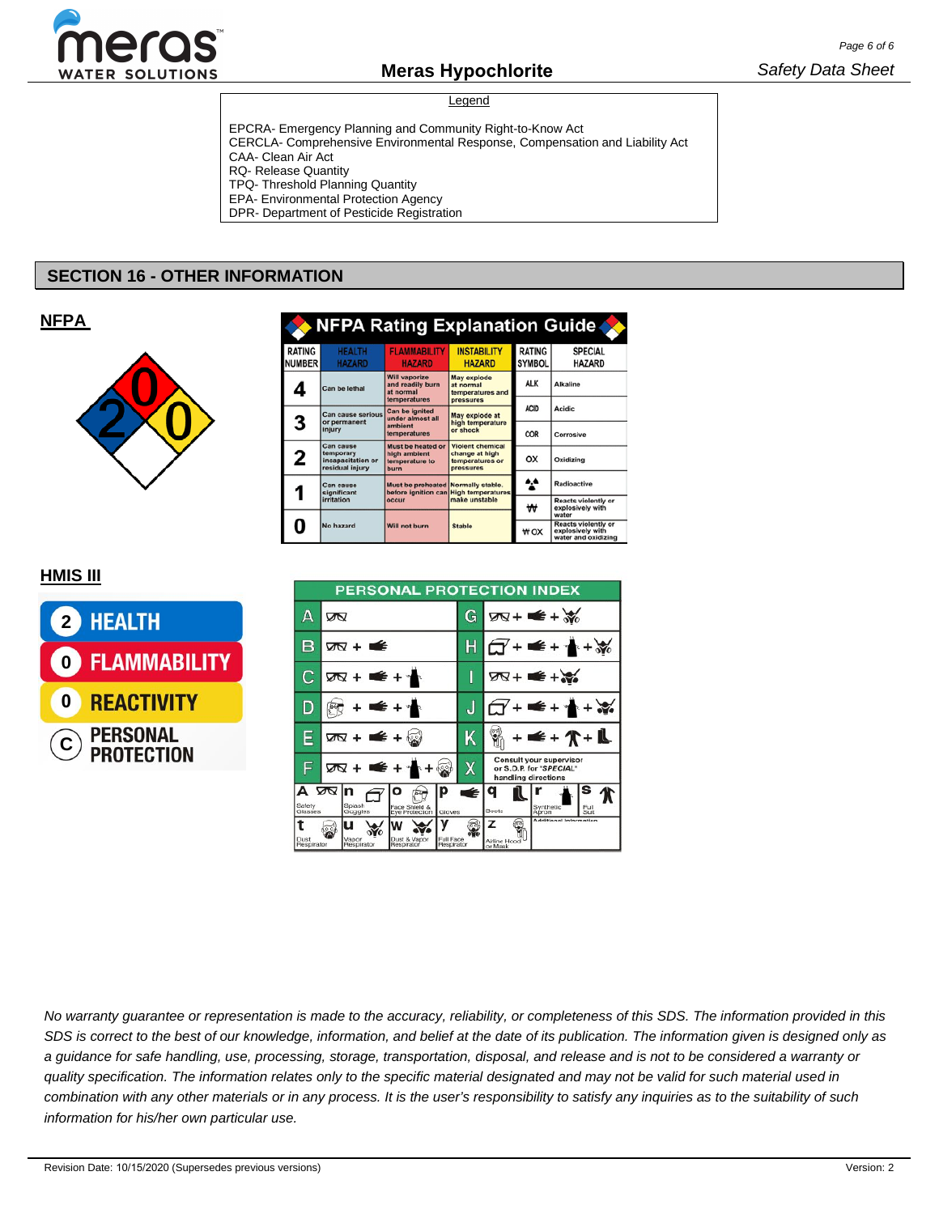Legend

EPCRA- Emergency Planning and Community Right-to-Know Act
CERCLA- Comprehensive Environmental Response, Compensation and Liability Act
CAA- Clean Air Act
RQ- Release Quantity
TPQ- Threshold Planning Quantity
EPA- Environmental Protection Agency
DPR- Department of Pesticide Registration

## SECTION 16 - OTHER INFORMATION

**NFPA**

Health: 2
Flammability: 0
Instability: 0

### NFPA Rating Explanation Guide

| RATING NUMBER | HEALTH HAZARD | FLAMMABILITY HAZARD | INSTABILITY HAZARD |
|---|---|---|---|
| 4 | Can be lethal | Will vaporize and readily burn at normal temperatures | May explode at normal temperatures and pressures |
| 3 | Can cause serious or permanent injury | Can be ignited under almost all ambient temperatures | May explode at high temperature or shock |
| 2 | Can cause temporary incapacitation or residual injury | Must be heated or high ambient temperature to burn | Violent chemical change at high temperatures or pressures |
| 1 | Can cause significant irritation | Must be preheated before ignition can occur | Normally stable. High temperatures make unstable |
| 0 | No hazard | Will not burn | Stable |

| RATING SYMBOL | SPECIAL HAZARD |
|---|---|
| ALK | Alkaline |
| ACID | Acidic |
| COR | Corrosive |
| OX | Oxidizing |
| (radioactive symbol) | Radioactive |
| W | Reacts violently or explosively with water |
| W OX | Reacts violently or explosively with water and oxidizing |

**HMIS III**

| | |
|---|---|
| 2 | HEALTH |
| 0 | FLAMMABILITY |
| 0 | REACTIVITY |
| C | PERSONAL PROTECTION |

### PERSONAL PROTECTION INDEX

| | | | |
|---|---|---|---|
| A | Safety Glasses | G | Safety Glasses + Gloves + Dust & Vapor Respirator |
| B | Safety Glasses + Gloves | H | Splash Goggles + Gloves + Synthetic Apron + Dust & Vapor Respirator |
| C | Safety Glasses + Gloves + Synthetic Apron | I | Safety Glasses + Gloves + Dust & Vapor Respirator |
| D | Face Shield & Eye Protection + Gloves + Synthetic Apron | J | Splash Goggles + Gloves + Synthetic Apron + Dust & Vapor Respirator |
| E | Safety Glasses + Gloves + Dust Respirator | K | Airline Hood or Mask + Gloves + Full Suit + Boots |
| F | Safety Glasses + Gloves + Synthetic Apron + Dust Respirator | X | Consult your supervisor or S.O.P. for "SPECIAL" handling directions |

a Safety Glasses; n Splash Goggles; o Face Shield & Eye Protection; p Gloves; q Boots; r Synthetic Apron; s Full Suit; t Dust Respirator; u Vapor Respirator; w Dust & Vapor Respirator; y Full Face Respirator; z Airline Hood or Mask; Additional Information

*No warranty guarantee or representation is made to the accuracy, reliability, or completeness of this SDS. The information provided in this SDS is correct to the best of our knowledge, information, and belief at the date of its publication. The information given is designed only as a guidance for safe handling, use, processing, storage, transportation, disposal, and release and is not to be considered a warranty or quality specification. The information relates only to the specific material designated and may not be valid for such material used in combination with any other materials or in any process. It is the user's responsibility to satisfy any inquiries as to the suitability of such information for his/her own particular use.*

Revision Date: 10/15/2020 (Supersedes previous versions) Version: 2